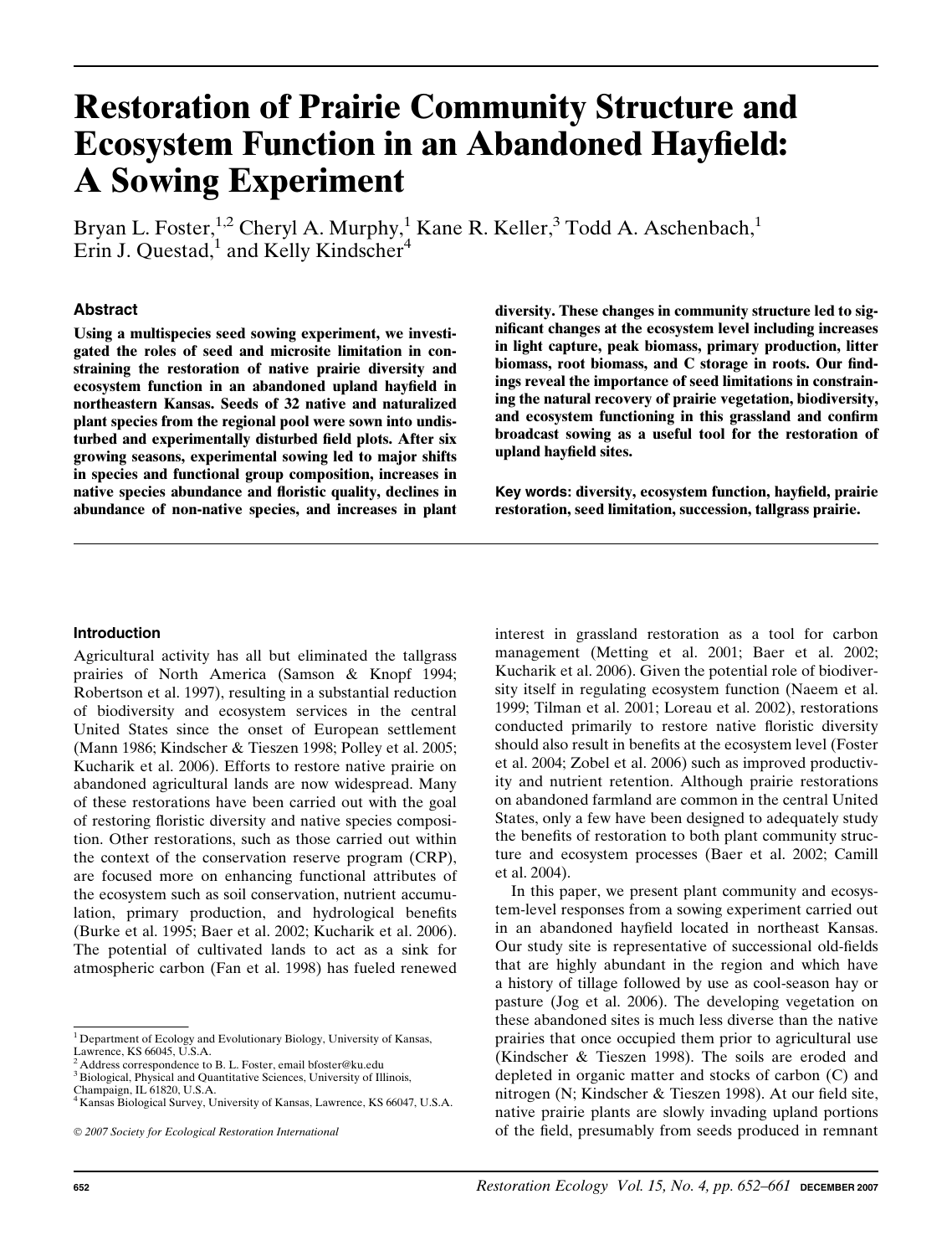# Restoration of Prairie Community Structure and Ecosystem Function in an Abandoned Hayfield: A Sowing Experiment

Bryan L. Foster,[1,2] Cheryl A. Murphy,[1] Kane R. Keller,[3] Todd A. Aschenbach,[1] Erin J. Questad,[1] and Kelly Kindscher[4]

## Abstract

**Using a multispecies seed sowing experiment, we investigated the roles of seed and microsite limitation in constraining the restoration of native prairie diversity and ecosystem function in an abandoned upland hayfield in northeastern Kansas. Seeds of 32 native and naturalized plant species from the regional pool were sown into undisturbed and experimentally disturbed field plots. After six growing seasons, experimental sowing led to major shifts in species and functional group composition, increases in native species abundance and floristic quality, declines in abundance of non-native species, and increases in plant diversity. These changes in community structure led to significant changes at the ecosystem level including increases in light capture, peak biomass, primary production, litter biomass, root biomass, and C storage in roots. Our findings reveal the importance of seed limitations in constraining the natural recovery of prairie vegetation, biodiversity, and ecosystem functioning in this grassland and confirm broadcast sowing as a useful tool for the restoration of upland hayfield sites.**

**Key words:** diversity, ecosystem function, hayfield, prairie restoration, seed limitation, succession, tallgrass prairie.

## Introduction

Agricultural activity has all but eliminated the tallgrass prairies of North America (Samson & Knopf 1994; Robertson et al. 1997), resulting in a substantial reduction of biodiversity and ecosystem services in the central United States since the onset of European settlement (Mann 1986; Kindscher & Tieszen 1998; Polley et al. 2005; Kucharik et al. 2006). Efforts to restore native prairie on abandoned agricultural lands are now widespread. Many of these restorations have been carried out with the goal of restoring floristic diversity and native species composition. Other restorations, such as those carried out within the context of the conservation reserve program (CRP), are focused more on enhancing functional attributes of the ecosystem such as soil conservation, nutrient accumulation, primary production, and hydrological benefits (Burke et al. 1995; Baer et al. 2002; Kucharik et al. 2006). The potential of cultivated lands to act as a sink for atmospheric carbon (Fan et al. 1998) has fueled renewed interest in grassland restoration as a tool for carbon management (Metting et al. 2001; Baer et al. 2002; Kucharik et al. 2006). Given the potential role of biodiversity itself in regulating ecosystem function (Naeem et al. 1999; Tilman et al. 2001; Loreau et al. 2002), restorations conducted primarily to restore native floristic diversity should also result in benefits at the ecosystem level (Foster et al. 2004; Zobel et al. 2006) such as improved productivity and nutrient retention. Although prairie restorations on abandoned farmland are common in the central United States, only a few have been designed to adequately study the benefits of restoration to both plant community structure and ecosystem processes (Baer et al. 2002; Camill et al. 2004).

In this paper, we present plant community and ecosystem-level responses from a sowing experiment carried out in an abandoned hayfield located in northeast Kansas. Our study site is representative of successional old-fields that are highly abundant in the region and which have a history of tillage followed by use as cool-season hay or pasture (Jog et al. 2006). The developing vegetation on these abandoned sites is much less diverse than the native prairies that once occupied them prior to agricultural use (Kindscher & Tieszen 1998). The soils are eroded and depleted in organic matter and stocks of carbon (C) and nitrogen (N; Kindscher & Tieszen 1998). At our field site, native prairie plants are slowly invading upland portions of the field, presumably from seeds produced in remnant

[1] Department of Ecology and Evolutionary Biology, University of Kansas, Lawrence, KS 66045, U.S.A.
[2] Address correspondence to B. L. Foster, email bfoster@ku.edu
[3] Biological, Physical and Quantitative Sciences, University of Illinois, Champaign, IL 61820, U.S.A.
[4] Kansas Biological Survey, University of Kansas, Lawrence, KS 66047, U.S.A.

© 2007 Society for Ecological Restoration International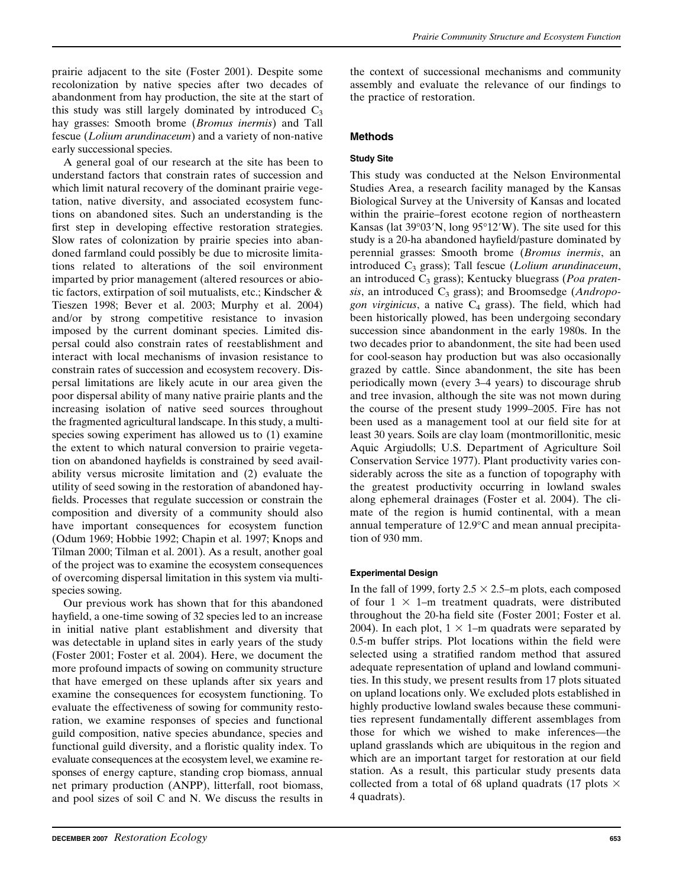prairie adjacent to the site (Foster 2001). Despite some recolonization by native species after two decades of abandonment from hay production, the site at the start of this study was still largely dominated by introduced $C_3$ hay grasses: Smooth brome (*Bromus inermis*) and Tall fescue (*Lolium arundinaceum*) and a variety of non-native early successional species.

A general goal of our research at the site has been to understand factors that constrain rates of succession and which limit natural recovery of the dominant prairie vegetation, native diversity, and associated ecosystem functions on abandoned sites. Such an understanding is the first step in developing effective restoration strategies. Slow rates of colonization by prairie species into abandoned farmland could possibly be due to microsite limitations related to alterations of the soil environment imparted by prior management (altered resources or abiotic factors, extirpation of soil mutualists, etc.; Kindscher & Tieszen 1998; Bever et al. 2003; Murphy et al. 2004) and/or by strong competitive resistance to invasion imposed by the current dominant species. Limited dispersal could also constrain rates of reestablishment and interact with local mechanisms of invasion resistance to constrain rates of succession and ecosystem recovery. Dispersal limitations are likely acute in our area given the poor dispersal ability of many native prairie plants and the increasing isolation of native seed sources throughout the fragmented agricultural landscape. In this study, a multi-species sowing experiment has allowed us to (1) examine the extent to which natural conversion to prairie vegetation on abandoned hayfields is constrained by seed availability versus microsite limitation and (2) evaluate the utility of seed sowing in the restoration of abandoned hayfields. Processes that regulate succession or constrain the composition and diversity of a community should also have important consequences for ecosystem function (Odum 1969; Hobbie 1992; Chapin et al. 1997; Knops and Tilman 2000; Tilman et al. 2001). As a result, another goal of the project was to examine the ecosystem consequences of overcoming dispersal limitation in this system via multi-species sowing.

Our previous work has shown that for this abandoned hayfield, a one-time sowing of 32 species led to an increase in initial native plant establishment and diversity that was detectable in upland sites in early years of the study (Foster 2001; Foster et al. 2004). Here, we document the more profound impacts of sowing on community structure that have emerged on these uplands after six years and examine the consequences for ecosystem functioning. To evaluate the effectiveness of sowing for community restoration, we examine responses of species and functional guild composition, native species abundance, species and functional guild diversity, and a floristic quality index. To evaluate consequences at the ecosystem level, we examine responses of energy capture, standing crop biomass, annual net primary production (ANPP), litterfall, root biomass, and pool sizes of soil C and N. We discuss the results in the context of successional mechanisms and community assembly and evaluate the relevance of our findings to the practice of restoration.

## Methods

### Study Site

This study was conducted at the Nelson Environmental Studies Area, a research facility managed by the Kansas Biological Survey at the University of Kansas and located within the prairie–forest ecotone region of northeastern Kansas (lat 39°03′N, long 95°12′W). The site used for this study is a 20-ha abandoned hayfield/pasture dominated by perennial grasses: Smooth brome (*Bromus inermis*, an introduced $C_3$ grass); Tall fescue (*Lolium arundinaceum*, an introduced $C_3$ grass); Kentucky bluegrass (*Poa pratensis*, an introduced $C_3$ grass); and Broomsedge (*Andropogon virginicus*, a native $C_4$ grass). The field, which had been historically plowed, has been undergoing secondary succession since abandonment in the early 1980s. In the two decades prior to abandonment, the site had been used for cool-season hay production but was also occasionally grazed by cattle. Since abandonment, the site has been periodically mown (every 3–4 years) to discourage shrub and tree invasion, although the site was not mown during the course of the present study 1999–2005. Fire has not been used as a management tool at our field site for at least 30 years. Soils are clay loam (montmorillonitic, mesic Aquic Argiudolls; U.S. Department of Agriculture Soil Conservation Service 1977). Plant productivity varies considerably across the site as a function of topography with the greatest productivity occurring in lowland swales along ephemeral drainages (Foster et al. 2004). The climate of the region is humid continental, with a mean annual temperature of 12.9°C and mean annual precipitation of 930 mm.

### Experimental Design

In the fall of 1999, forty $2.5 \times 2.5$–m plots, each composed of four $1 \times 1$–m treatment quadrats, were distributed throughout the 20-ha field site (Foster 2001; Foster et al. 2004). In each plot, $1 \times 1$–m quadrats were separated by 0.5-m buffer strips. Plot locations within the field were selected using a stratified random method that assured adequate representation of upland and lowland communities. In this study, we present results from 17 plots situated on upland locations only. We excluded plots established in highly productive lowland swales because these communities represent fundamentally different assemblages from those for which we wished to make inferences—the upland grasslands which are ubiquitous in the region and which are an important target for restoration at our field station. As a result, this particular study presents data collected from a total of 68 upland quadrats (17 plots $\times$ 4 quadrats).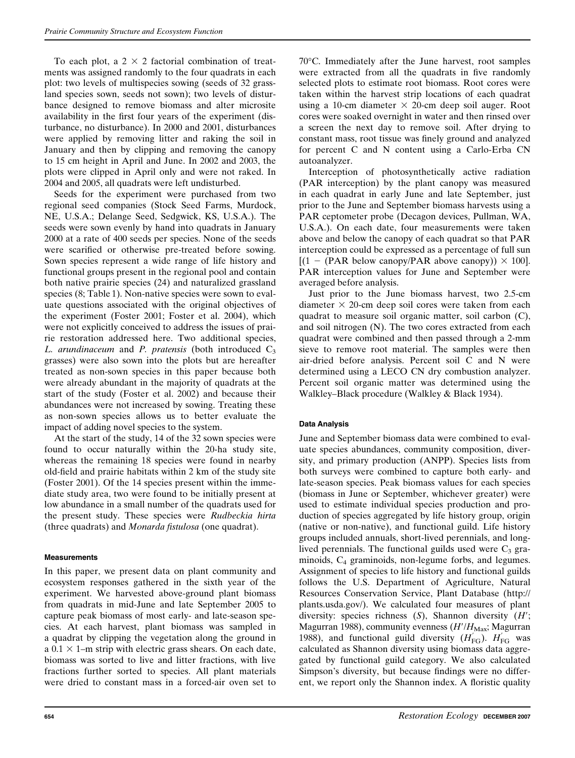To each plot, a 2 × 2 factorial combination of treatments was assigned randomly to the four quadrats in each plot: two levels of multispecies sowing (seeds of 32 grassland species sown, seeds not sown); two levels of disturbance designed to remove biomass and alter microsite availability in the first four years of the experiment (disturbance, no disturbance). In 2000 and 2001, disturbances were applied by removing litter and raking the soil in January and then by clipping and removing the canopy to 15 cm height in April and June. In 2002 and 2003, the plots were clipped in April only and were not raked. In 2004 and 2005, all quadrats were left undisturbed.

Seeds for the experiment were purchased from two regional seed companies (Stock Seed Farms, Murdock, NE, U.S.A.; Delange Seed, Sedgwick, KS, U.S.A.). The seeds were sown evenly by hand into quadrats in January 2000 at a rate of 400 seeds per species. None of the seeds were scarified or otherwise pre-treated before sowing. Sown species represent a wide range of life history and functional groups present in the regional pool and contain both native prairie species (24) and naturalized grassland species (8; Table 1). Non-native species were sown to evaluate questions associated with the original objectives of the experiment (Foster 2001; Foster et al. 2004), which were not explicitly conceived to address the issues of prairie restoration addressed here. Two additional species, *L. arundinaceum* and *P. pratensis* (both introduced $C_3$ grasses) were also sown into the plots but are hereafter treated as non-sown species in this paper because both were already abundant in the majority of quadrats at the start of the study (Foster et al. 2002) and because their abundances were not increased by sowing. Treating these as non-sown species allows us to better evaluate the impact of adding novel species to the system.

At the start of the study, 14 of the 32 sown species were found to occur naturally within the 20-ha study site, whereas the remaining 18 species were found in nearby old-field and prairie habitats within 2 km of the study site (Foster 2001). Of the 14 species present within the immediate study area, two were found to be initially present at low abundance in a small number of the quadrats used for the present study. These species were *Rudbeckia hirta* (three quadrats) and *Monarda fistulosa* (one quadrat).

#### Measurements

In this paper, we present data on plant community and ecosystem responses gathered in the sixth year of the experiment. We harvested above-ground plant biomass from quadrats in mid-June and late September 2005 to capture peak biomass of most early- and late-season species. At each harvest, plant biomass was sampled in a quadrat by clipping the vegetation along the ground in a 0.1 × 1–m strip with electric grass shears. On each date, biomass was sorted to live and litter fractions, with live fractions further sorted to species. All plant materials were dried to constant mass in a forced-air oven set to 70°C. Immediately after the June harvest, root samples were extracted from all the quadrats in five randomly selected plots to estimate root biomass. Root cores were taken within the harvest strip locations of each quadrat using a 10-cm diameter × 20-cm deep soil auger. Root cores were soaked overnight in water and then rinsed over a screen the next day to remove soil. After drying to constant mass, root tissue was finely ground and analyzed for percent C and N content using a Carlo-Erba CN autoanalyzer.

Interception of photosynthetically active radiation (PAR interception) by the plant canopy was measured in each quadrat in early June and late September, just prior to the June and September biomass harvests using a PAR ceptometer probe (Decagon devices, Pullman, WA, U.S.A.). On each date, four measurements were taken above and below the canopy of each quadrat so that PAR interception could be expressed as a percentage of full sun $[(1 - (\text{PAR below canopy}/\text{PAR above canopy})) \times 100]$. PAR interception values for June and September were averaged before analysis.

Just prior to the June biomass harvest, two 2.5-cm diameter × 20-cm deep soil cores were taken from each quadrat to measure soil organic matter, soil carbon (C), and soil nitrogen (N). The two cores extracted from each quadrat were combined and then passed through a 2-mm sieve to remove root material. The samples were then air-dried before analysis. Percent soil C and N were determined using a LECO CN dry combustion analyzer. Percent soil organic matter was determined using the Walkley–Black procedure (Walkley & Black 1934).

#### Data Analysis

June and September biomass data were combined to evaluate species abundances, community composition, diversity, and primary production (ANPP). Species lists from both surveys were combined to capture both early- and late-season species. Peak biomass values for each species (biomass in June or September, whichever greater) were used to estimate individual species production and production of species aggregated by life history group, origin (native or non-native), and functional guild. Life history groups included annuals, short-lived perennials, and long-lived perennials. The functional guilds used were $C_3$ graminoids, $C_4$ graminoids, non-legume forbs, and legumes. Assignment of species to life history and functional guilds follows the U.S. Department of Agriculture, Natural Resources Conservation Service, Plant Database (http://plants.usda.gov/). We calculated four measures of plant diversity: species richness ($S$), Shannon diversity ($H'$; Magurran 1988), community evenness ($H'/H_{\text{Max}}$; Magurran 1988), and functional guild diversity ($H'_{\text{FG}}$). $H'_{\text{FG}}$ was calculated as Shannon diversity using biomass data aggregated by functional guild category. We also calculated Simpson's diversity, but because findings were no different, we report only the Shannon index. A floristic quality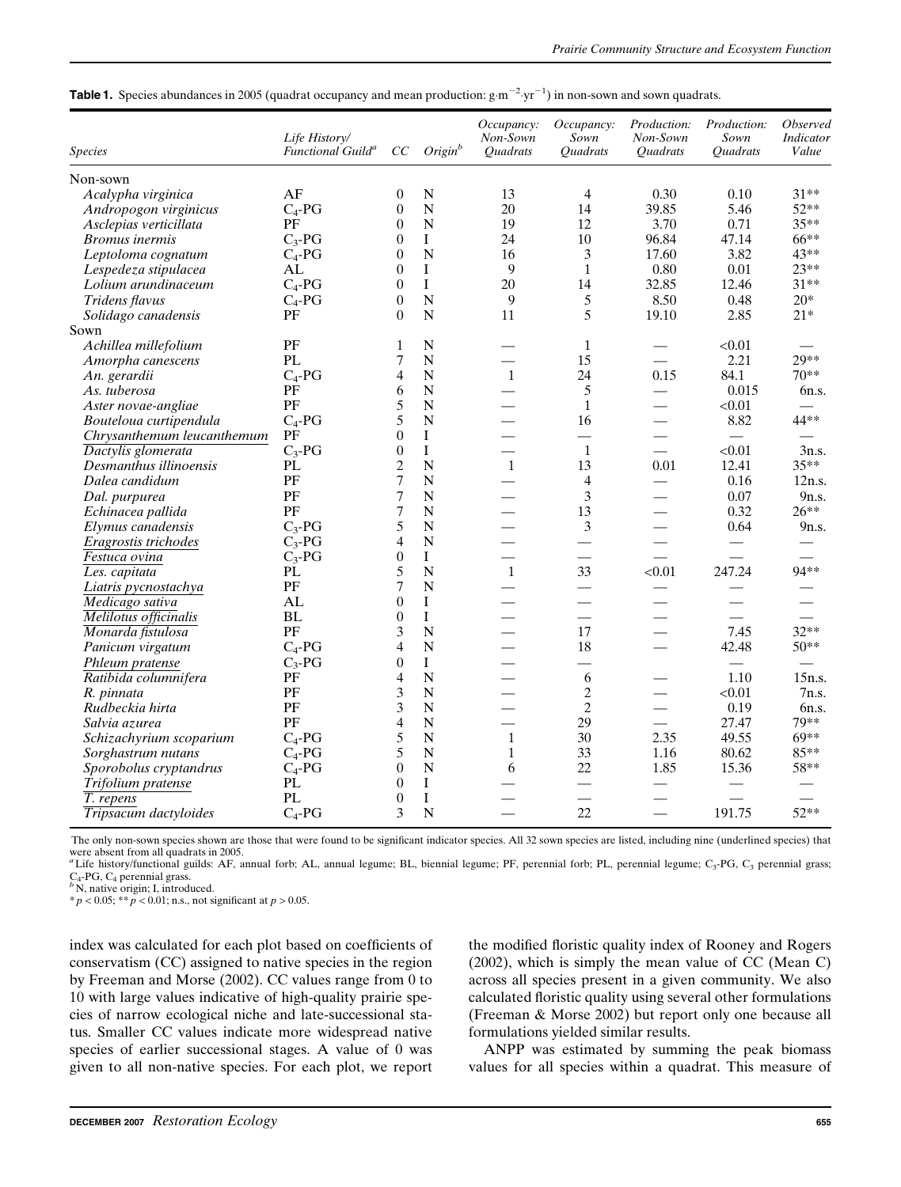**Table 1.** Species abundances in 2005 (quadrat occupancy and mean production: $g{\cdot}m^{-2}{\cdot}yr^{-1}$) in non-sown and sown quadrats.

| Species | Life History/ Functional Guild[a] | CC | Origin[b] | Occupancy: Non-Sown Quadrats | Occupancy: Sown Quadrats | Production: Non-Sown Quadrats | Production: Sown Quadrats | Observed Indicator Value |
|---|---|---|---|---|---|---|---|---|
| Non-sown | | | | | | | | |
| *Acalypha virginica* | AF | 0 | N | 13 | 4 | 0.30 | 0.10 | 31** |
| *Andropogon virginicus* | $C_4$-PG | 0 | N | 20 | 14 | 39.85 | 5.46 | 52** |
| *Asclepias verticillata* | PF | 0 | N | 19 | 12 | 3.70 | 0.71 | 35** |
| *Bromus inermis* | $C_3$-PG | 0 | I | 24 | 10 | 96.84 | 47.14 | 66** |
| *Leptoloma cognatum* | $C_4$-PG | 0 | N | 16 | 3 | 17.60 | 3.82 | 43** |
| *Lespedeza stipulacea* | AL | 0 | I | 9 | 1 | 0.80 | 0.01 | 23** |
| *Lolium arundinaceum* | $C_4$-PG | 0 | I | 20 | 14 | 32.85 | 12.46 | 31** |
| *Tridens flavus* | $C_4$-PG | 0 | N | 9 | 5 | 8.50 | 0.48 | 20* |
| *Solidago canadensis* | PF | 0 | N | 11 | 5 | 19.10 | 2.85 | 21* |
| Sown | | | | | | | | |
| *Achillea millefolium* | PF | 1 | N | — | 1 | — | <0.01 | — |
| *Amorpha canescens* | PL | 7 | N | — | 15 | — | 2.21 | 29** |
| *An. gerardii* | $C_4$-PG | 4 | N | 1 | 24 | 0.15 | 84.1 | 70** |
| *As. tuberosa* | PF | 6 | N | — | 5 | — | 0.015 | 6n.s. |
| *Aster novae-angliae* | PF | 5 | N | — | 1 | — | <0.01 | — |
| *Bouteloua curtipendula* | $C_4$-PG | 5 | N | — | 16 | — | 8.82 | 44** |
| <u>*Chrysanthemum leucanthemum*</u> | PF | 0 | I | — | — | — | — | — |
| *Dactylis glomerata* | $C_3$-PG | 0 | I | — | 1 | — | <0.01 | 3n.s. |
| *Desmanthus illinoensis* | PL | 2 | N | 1 | 13 | 0.01 | 12.41 | 35** |
| *Dalea candidum* | PF | 7 | N | — | 4 | — | 0.16 | 12n.s. |
| *Dal. purpurea* | PF | 7 | N | — | 3 | — | 0.07 | 9n.s. |
| *Echinacea pallida* | PF | 7 | N | — | 13 | — | 0.32 | 26** |
| *Elymus canadensis* | $C_3$-PG | 5 | N | — | 3 | — | 0.64 | 9n.s. |
| <u>*Eragrostis trichodes*</u> | $C_3$-PG | 4 | N | — | — | — | — | — |
| <u>*Festuca ovina*</u> | $C_3$-PG | 0 | I | — | — | — | — | — |
| *Les. capitata* | PL | 5 | N | 1 | 33 | <0.01 | 247.24 | 94** |
| <u>*Liatris pycnostachya*</u> | PF | 7 | N | — | — | — | — | — |
| <u>*Medicago sativa*</u> | AL | 0 | I | — | — | — | — | — |
| <u>*Melilotus officinalis*</u> | BL | 0 | I | — | — | — | — | — |
| *Monarda fistulosa* | PF | 3 | N | — | 17 | — | 7.45 | 32** |
| *Panicum virgatum* | $C_4$-PG | 4 | N | — | 18 | — | 42.48 | 50** |
| <u>*Phleum pratense*</u> | $C_3$-PG | 0 | I | — | — | — | — | — |
| *Ratibida columnifera* | PF | 4 | N | — | 6 | — | 1.10 | 15n.s. |
| *R. pinnata* | PF | 3 | N | — | 2 | — | <0.01 | 7n.s. |
| *Rudbeckia hirta* | PF | 3 | N | — | 2 | — | 0.19 | 6n.s. |
| *Salvia azurea* | PF | 4 | N | — | 29 | — | 27.47 | 79** |
| *Schizachyrium scoparium* | $C_4$-PG | 5 | N | 1 | 30 | 2.35 | 49.55 | 69** |
| *Sorghastrum nutans* | $C_4$-PG | 5 | N | 1 | 33 | 1.16 | 80.62 | 85** |
| *Sporobolus cryptandrus* | $C_4$-PG | 0 | N | 6 | 22 | 1.85 | 15.36 | 58** |
| <u>*Trifolium pratense*</u> | PL | 0 | I | — | — | — | — | — |
| <u>*T. repens*</u> | PL | 0 | I | — | — | — | — | — |
| *Tripsacum dactyloides* | $C_4$-PG | 3 | N | — | 22 | — | 191.75 | 52** |

The only non-sown species shown are those that were found to be significant indicator species. All 32 sown species are listed, including nine (underlined species) that were absent from all quadrats in 2005.

[a] Life history/functional guilds: AF, annual forb; AL, annual legume; BL, biennial legume; PF, perennial forb; PL, perennial legume; $C_3$-PG, $C_3$ perennial grass; $C_4$-PG, $C_4$ perennial grass.

[b] N, native origin; I, introduced.

* $p < 0.05$; ** $p < 0.01$; n.s., not significant at $p > 0.05$.

index was calculated for each plot based on coefficients of conservatism (CC) assigned to native species in the region by Freeman and Morse (2002). CC values range from 0 to 10 with large values indicative of high-quality prairie species of narrow ecological niche and late-successional status. Smaller CC values indicate more widespread native species of earlier successional stages. A value of 0 was given to all non-native species. For each plot, we report the modified floristic quality index of Rooney and Rogers (2002), which is simply the mean value of CC (Mean C) across all species present in a given community. We also calculated floristic quality using several other formulations (Freeman & Morse 2002) but report only one because all formulations yielded similar results.

ANPP was estimated by summing the peak biomass values for all species within a quadrat. This measure of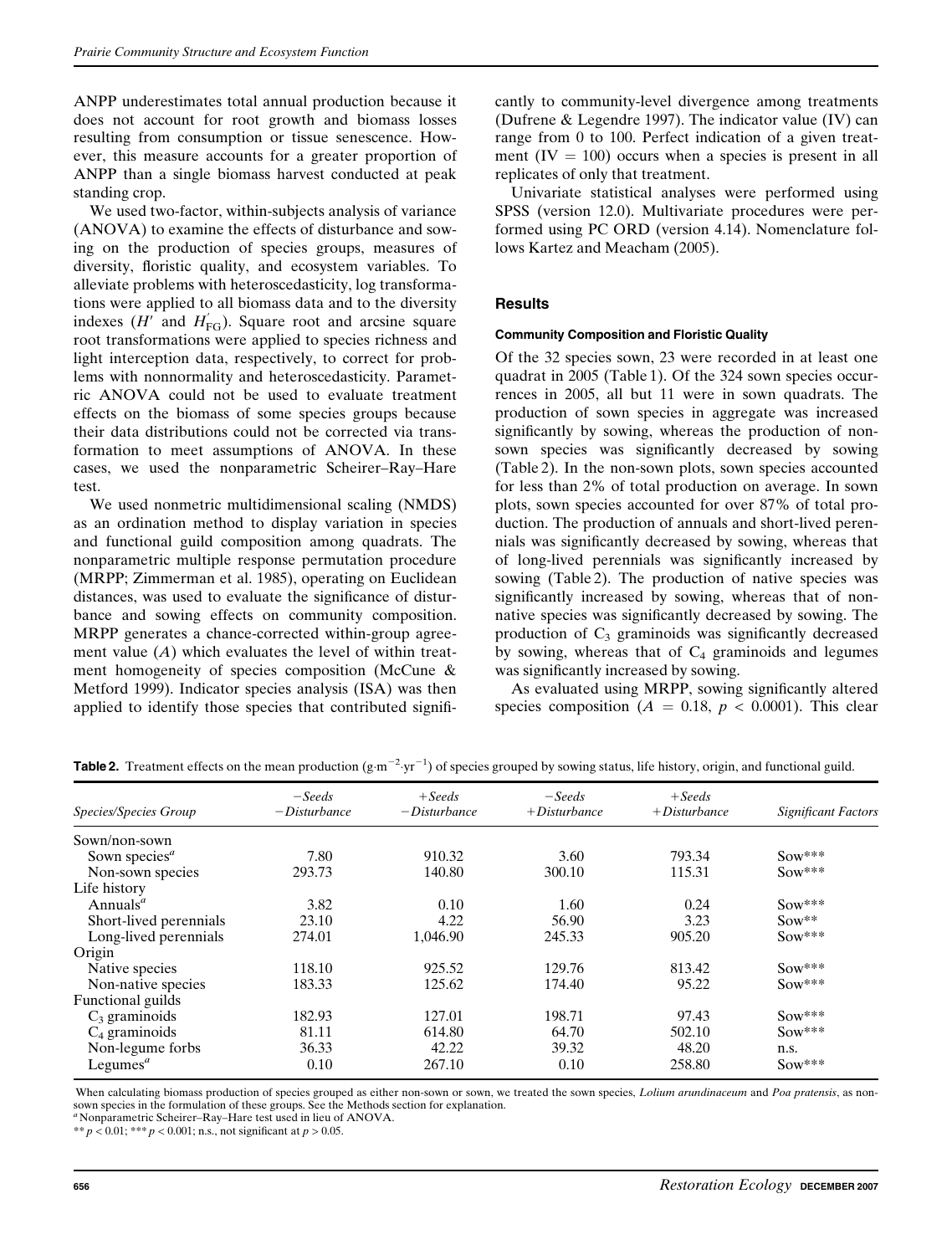ANPP underestimates total annual production because it does not account for root growth and biomass losses resulting from consumption or tissue senescence. However, this measure accounts for a greater proportion of ANPP than a single biomass harvest conducted at peak standing crop.

We used two-factor, within-subjects analysis of variance (ANOVA) to examine the effects of disturbance and sowing on the production of species groups, measures of diversity, floristic quality, and ecosystem variables. To alleviate problems with heteroscedasticity, log transformations were applied to all biomass data and to the diversity indexes ($H'$ and $H'_{FG}$). Square root and arcsine square root transformations were applied to species richness and light interception data, respectively, to correct for problems with nonnormality and heteroscedasticity. Parametric ANOVA could not be used to evaluate treatment effects on the biomass of some species groups because their data distributions could not be corrected via transformation to meet assumptions of ANOVA. In these cases, we used the nonparametric Scheirer–Ray–Hare test.

We used nonmetric multidimensional scaling (NMDS) as an ordination method to display variation in species and functional guild composition among quadrats. The nonparametric multiple response permutation procedure (MRPP; Zimmerman et al. 1985), operating on Euclidean distances, was used to evaluate the significance of disturbance and sowing effects on community composition. MRPP generates a chance-corrected within-group agreement value ($A$) which evaluates the level of within treatment homogeneity of species composition (McCune & Metford 1999). Indicator species analysis (ISA) was then applied to identify those species that contributed significantly to community-level divergence among treatments (Dufrene & Legendre 1997). The indicator value (IV) can range from 0 to 100. Perfect indication of a given treatment (IV = 100) occurs when a species is present in all replicates of only that treatment.

Univariate statistical analyses were performed using SPSS (version 12.0). Multivariate procedures were performed using PC ORD (version 4.14). Nomenclature follows Kartez and Meacham (2005).

## Results

### Community Composition and Floristic Quality

Of the 32 species sown, 23 were recorded in at least one quadrat in 2005 (Table 1). Of the 324 sown species occurrences in 2005, all but 11 were in sown quadrats. The production of sown species in aggregate was increased significantly by sowing, whereas the production of nonsown species was significantly decreased by sowing (Table 2). In the non-sown plots, sown species accounted for less than 2% of total production on average. In sown plots, sown species accounted for over 87% of total production. The production of annuals and short-lived perennials was significantly decreased by sowing, whereas that of long-lived perennials was significantly increased by sowing (Table 2). The production of native species was significantly increased by sowing, whereas that of nonnative species was significantly decreased by sowing. The production of $C_3$ graminoids was significantly decreased by sowing, whereas that of $C_4$ graminoids and legumes was significantly increased by sowing.

As evaluated using MRPP, sowing significantly altered species composition ($A = 0.18$, $p < 0.0001$). This clear

**Table 2.** Treatment effects on the mean production ($g \cdot m^{-2} \cdot yr^{-1}$) of species grouped by sowing status, life history, origin, and functional guild.

| *Species/Species Group* | *−Seeds −Disturbance* | *+Seeds −Disturbance* | *−Seeds +Disturbance* | *+Seeds +Disturbance* | *Significant Factors* |
|---|---|---|---|---|---|
| Sown/non-sown | | | | | |
| Sown species[a] | 7.80 | 910.32 | 3.60 | 793.34 | Sow*** |
| Non-sown species | 293.73 | 140.80 | 300.10 | 115.31 | Sow*** |
| Life history | | | | | |
| Annuals[a] | 3.82 | 0.10 | 1.60 | 0.24 | Sow*** |
| Short-lived perennials | 23.10 | 4.22 | 56.90 | 3.23 | Sow** |
| Long-lived perennials | 274.01 | 1,046.90 | 245.33 | 905.20 | Sow*** |
| Origin | | | | | |
| Native species | 118.10 | 925.52 | 129.76 | 813.42 | Sow*** |
| Non-native species | 183.33 | 125.62 | 174.40 | 95.22 | Sow*** |
| Functional guilds | | | | | |
| $C_3$ graminoids | 182.93 | 127.01 | 198.71 | 97.43 | Sow*** |
| $C_4$ graminoids | 81.11 | 614.80 | 64.70 | 502.10 | Sow*** |
| Non-legume forbs | 36.33 | 42.22 | 39.32 | 48.20 | n.s. |
| Legumes[a] | 0.10 | 267.10 | 0.10 | 258.80 | Sow*** |

When calculating biomass production of species grouped as either non-sown or sown, we treated the sown species, *Lolium arundinaceum* and *Poa pratensis*, as non-sown species in the formulation of these groups. See the Methods section for explanation.

[a] Nonparametric Scheirer–Ray–Hare test used in lieu of ANOVA.

** $p < 0.01$; *** $p < 0.001$; n.s., not significant at $p > 0.05$.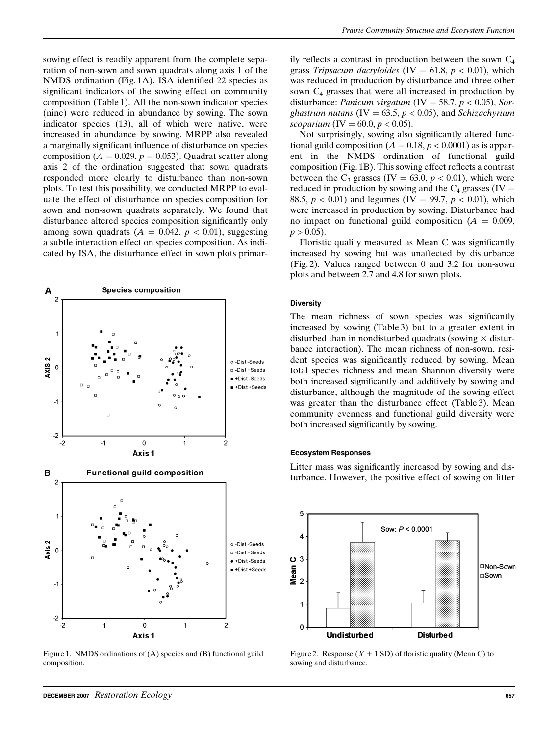sowing effect is readily apparent from the complete separation of non-sown and sown quadrats along axis 1 of the NMDS ordination (Fig. 1A). ISA identified 22 species as significant indicators of the sowing effect on community composition (Table 1). All the non-sown indicator species (nine) were reduced in abundance by sowing. The sown indicator species (13), all of which were native, were increased in abundance by sowing. MRPP also revealed a marginally significant influence of disturbance on species composition ($A = 0.029$, $p = 0.053$). Quadrat scatter along axis 2 of the ordination suggested that sown quadrats responded more clearly to disturbance than non-sown plots. To test this possibility, we conducted MRPP to evaluate the effect of disturbance on species composition for sown and non-sown quadrats separately. We found that disturbance altered species composition significantly only among sown quadrats ($A = 0.042$, $p < 0.01$), suggesting a subtle interaction effect on species composition. As indicated by ISA, the disturbance effect in sown plots primarily reflects a contrast in production between the sown $C_4$ grass *Tripsacum dactyloides* (IV $= 61.8$, $p < 0.01$), which was reduced in production by disturbance and three other sown $C_4$ grasses that were all increased in production by disturbance: *Panicum virgatum* (IV $= 58.7$, $p < 0.05$), *Sorghastrum nutans* (IV $= 63.5$, $p < 0.05$), and *Schizachyrium scoparium* (IV $= 60.0$, $p < 0.05$).

Not surprisingly, sowing also significantly altered functional guild composition ($A = 0.18$, $p < 0.0001$) as is apparent in the NMDS ordination of functional guild composition (Fig. 1B). This sowing effect reflects a contrast between the $C_3$ grasses (IV $= 63.0$, $p < 0.01$), which were reduced in production by sowing and the $C_4$ grasses (IV $= 88.5$, $p < 0.01$) and legumes (IV $= 99.7$, $p < 0.01$), which were increased in production by sowing. Disturbance had no impact on functional guild composition ($A = 0.009$, $p > 0.05$).

Floristic quality measured as Mean C was significantly increased by sowing but was unaffected by disturbance (Fig. 2). Values ranged between 0 and 3.2 for non-sown plots and between 2.7 and 4.8 for sown plots.

Figure 1. NMDS ordinations of (A) species and (B) functional guild composition.

Figure 2. Response ($\bar{X} + 1$ SD) of floristic quality (Mean C) to sowing and disturbance.

#### Diversity

The mean richness of sown species was significantly increased by sowing (Table 3) but to a greater extent in disturbed than in nondisturbed quadrats (sowing × disturbance interaction). The mean richness of non-sown, resident species was significantly reduced by sowing. Mean total species richness and mean Shannon diversity were both increased significantly and additively by sowing and disturbance, although the magnitude of the sowing effect was greater than the disturbance effect (Table 3). Mean community evenness and functional guild diversity were both increased significantly by sowing.

#### Ecosystem Responses

Litter mass was significantly increased by sowing and disturbance. However, the positive effect of sowing on litter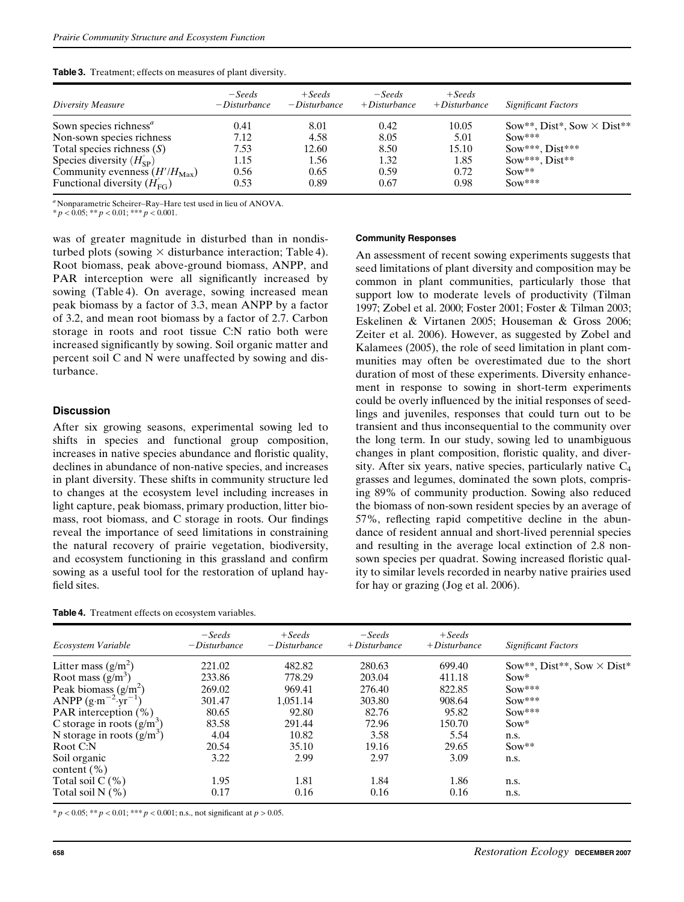**Table 3.** Treatment; effects on measures of plant diversity.

| *Diversity Measure* | *−Seeds −Disturbance* | *+Seeds −Disturbance* | *−Seeds +Disturbance* | *+Seeds +Disturbance* | *Significant Factors* |
|---|---|---|---|---|---|
| Sown species richness[a] | 0.41 | 8.01 | 0.42 | 10.05 | Sow**, Dist*, Sow × Dist** |
| Non-sown species richness | 7.12 | 4.58 | 8.05 | 5.01 | Sow*** |
| Total species richness ($S$) | 7.53 | 12.60 | 8.50 | 15.10 | Sow***, Dist*** |
| Species diversity ($H'_{SP}$) | 1.15 | 1.56 | 1.32 | 1.85 | Sow***, Dist** |
| Community evenness ($H'/H_{Max}$) | 0.56 | 0.65 | 0.59 | 0.72 | Sow** |
| Functional diversity ($H'_{FG}$) | 0.53 | 0.89 | 0.67 | 0.98 | Sow*** |

[a] Nonparametric Scheirer–Ray–Hare test used in lieu of ANOVA.
* $p < 0.05$; ** $p < 0.01$; *** $p < 0.001$.

was of greater magnitude in disturbed than in nondisturbed plots (sowing × disturbance interaction; Table 4). Root biomass, peak above-ground biomass, ANPP, and PAR interception were all significantly increased by sowing (Table 4). On average, sowing increased mean peak biomass by a factor of 3.3, mean ANPP by a factor of 3.2, and mean root biomass by a factor of 2.7. Carbon storage in roots and root tissue C:N ratio both were increased significantly by sowing. Soil organic matter and percent soil C and N were unaffected by sowing and disturbance.

## Discussion

After six growing seasons, experimental sowing led to shifts in species and functional group composition, increases in native species abundance and floristic quality, declines in abundance of non-native species, and increases in plant diversity. These shifts in community structure led to changes at the ecosystem level including increases in light capture, peak biomass, primary production, litter biomass, root biomass, and C storage in roots. Our findings reveal the importance of seed limitations in constraining the natural recovery of prairie vegetation, biodiversity, and ecosystem functioning in this grassland and confirm sowing as a useful tool for the restoration of upland hayfield sites.

### Community Responses

An assessment of recent sowing experiments suggests that seed limitations of plant diversity and composition may be common in plant communities, particularly those that support low to moderate levels of productivity (Tilman 1997; Zobel et al. 2000; Foster 2001; Foster & Tilman 2003; Eskelinen & Virtanen 2005; Houseman & Gross 2006; Zeiter et al. 2006). However, as suggested by Zobel and Kalamees (2005), the role of seed limitation in plant communities may often be overestimated due to the short duration of most of these experiments. Diversity enhancement in response to sowing in short-term experiments could be overly influenced by the initial responses of seedlings and juveniles, responses that could turn out to be transient and thus inconsequential to the community over the long term. In our study, sowing led to unambiguous changes in plant composition, floristic quality, and diversity. After six years, native species, particularly native $C_4$ grasses and legumes, dominated the sown plots, comprising 89% of community production. Sowing also reduced the biomass of non-sown resident species by an average of 57%, reflecting rapid competitive decline in the abundance of resident annual and short-lived perennial species and resulting in the average local extinction of 2.8 non-sown species per quadrat. Sowing increased floristic quality to similar levels recorded in nearby native prairies used for hay or grazing (Jog et al. 2006).

**Table 4.** Treatment effects on ecosystem variables.

| *Ecosystem Variable* | *−Seeds −Disturbance* | *+Seeds −Disturbance* | *−Seeds +Disturbance* | *+Seeds +Disturbance* | *Significant Factors* |
|---|---|---|---|---|---|
| Litter mass ($g/m^2$) | 221.02 | 482.82 | 280.63 | 699.40 | Sow**, Dist**, Sow × Dist* |
| Root mass ($g/m^3$) | 233.86 | 778.29 | 203.04 | 411.18 | Sow* |
| Peak biomass ($g/m^2$) | 269.02 | 969.41 | 276.40 | 822.85 | Sow*** |
| ANPP ($g \cdot m^{-2} \cdot yr^{-1}$) | 301.47 | 1,051.14 | 303.80 | 908.64 | Sow*** |
| PAR interception (%) | 80.65 | 92.80 | 82.76 | 95.82 | Sow*** |
| C storage in roots ($g/m^3$) | 83.58 | 291.44 | 72.96 | 150.70 | Sow* |
| N storage in roots ($g/m^3$) | 4.04 | 10.82 | 3.58 | 5.54 | n.s. |
| Root C:N | 20.54 | 35.10 | 19.16 | 29.65 | Sow** |
| Soil organic content (%) | 3.22 | 2.99 | 2.97 | 3.09 | n.s. |
| Total soil C (%) | 1.95 | 1.81 | 1.84 | 1.86 | n.s. |
| Total soil N (%) | 0.17 | 0.16 | 0.16 | 0.16 | n.s. |

* $p < 0.05$; ** $p < 0.01$; *** $p < 0.001$; n.s., not significant at $p > 0.05$.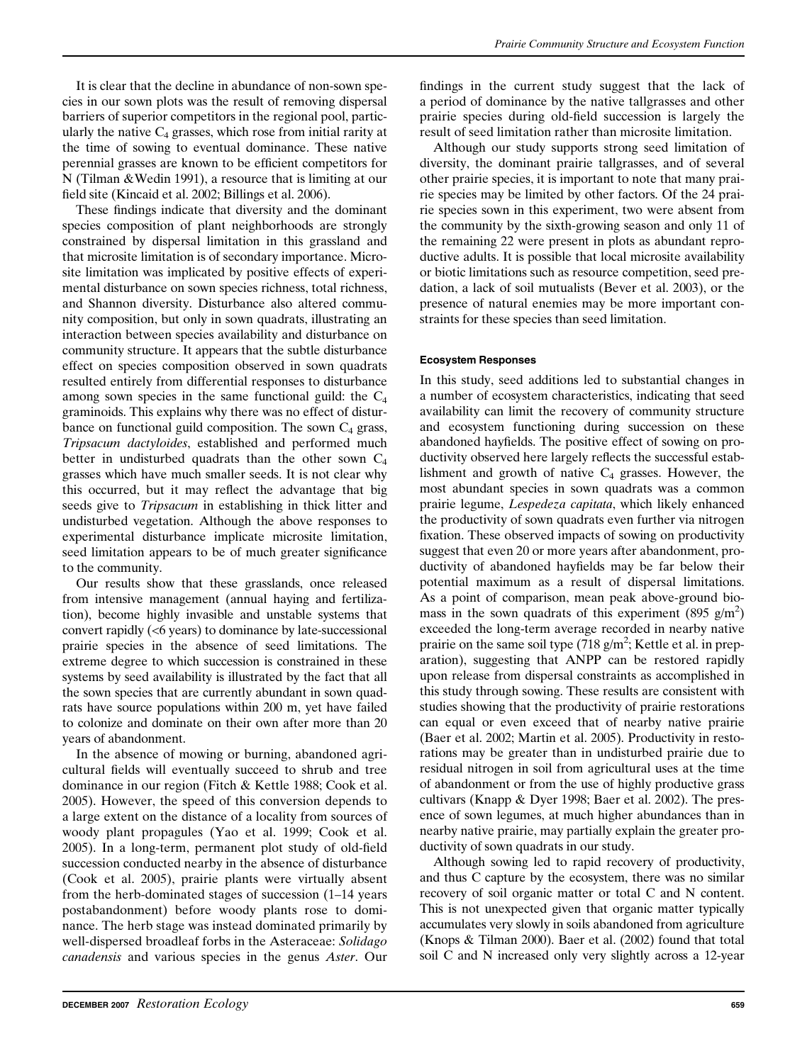It is clear that the decline in abundance of non-sown species in our sown plots was the result of removing dispersal barriers of superior competitors in the regional pool, particularly the native $C_4$ grasses, which rose from initial rarity at the time of sowing to eventual dominance. These native perennial grasses are known to be efficient competitors for N (Tilman &Wedin 1991), a resource that is limiting at our field site (Kincaid et al. 2002; Billings et al. 2006).

These findings indicate that diversity and the dominant species composition of plant neighborhoods are strongly constrained by dispersal limitation in this grassland and that microsite limitation is of secondary importance. Microsite limitation was implicated by positive effects of experimental disturbance on sown species richness, total richness, and Shannon diversity. Disturbance also altered community composition, but only in sown quadrats, illustrating an interaction between species availability and disturbance on community structure. It appears that the subtle disturbance effect on species composition observed in sown quadrats resulted entirely from differential responses to disturbance among sown species in the same functional guild: the $C_4$ graminoids. This explains why there was no effect of disturbance on functional guild composition. The sown $C_4$ grass, *Tripsacum dactyloides*, established and performed much better in undisturbed quadrats than the other sown $C_4$ grasses which have much smaller seeds. It is not clear why this occurred, but it may reflect the advantage that big seeds give to *Tripsacum* in establishing in thick litter and undisturbed vegetation. Although the above responses to experimental disturbance implicate microsite limitation, seed limitation appears to be of much greater significance to the community.

Our results show that these grasslands, once released from intensive management (annual haying and fertilization), become highly invasible and unstable systems that convert rapidly (<6 years) to dominance by late-successional prairie species in the absence of seed limitations. The extreme degree to which succession is constrained in these systems by seed availability is illustrated by the fact that all the sown species that are currently abundant in sown quadrats have source populations within 200 m, yet have failed to colonize and dominate on their own after more than 20 years of abandonment.

In the absence of mowing or burning, abandoned agricultural fields will eventually succeed to shrub and tree dominance in our region (Fitch & Kettle 1988; Cook et al. 2005). However, the speed of this conversion depends to a large extent on the distance of a locality from sources of woody plant propagules (Yao et al. 1999; Cook et al. 2005). In a long-term, permanent plot study of old-field succession conducted nearby in the absence of disturbance (Cook et al. 2005), prairie plants were virtually absent from the herb-dominated stages of succession (1–14 years postabandonment) before woody plants rose to dominance. The herb stage was instead dominated primarily by well-dispersed broadleaf forbs in the Asteraceae: *Solidago canadensis* and various species in the genus *Aster*. Our findings in the current study suggest that the lack of a period of dominance by the native tallgrasses and other prairie species during old-field succession is largely the result of seed limitation rather than microsite limitation.

Although our study supports strong seed limitation of diversity, the dominant prairie tallgrasses, and of several other prairie species, it is important to note that many prairie species may be limited by other factors. Of the 24 prairie species sown in this experiment, two were absent from the community by the sixth-growing season and only 11 of the remaining 22 were present in plots as abundant reproductive adults. It is possible that local microsite availability or biotic limitations such as resource competition, seed predation, a lack of soil mutualists (Bever et al. 2003), or the presence of natural enemies may be more important constraints for these species than seed limitation.

#### Ecosystem Responses

In this study, seed additions led to substantial changes in a number of ecosystem characteristics, indicating that seed availability can limit the recovery of community structure and ecosystem functioning during succession on these abandoned hayfields. The positive effect of sowing on productivity observed here largely reflects the successful establishment and growth of native $C_4$ grasses. However, the most abundant species in sown quadrats was a common prairie legume, *Lespedeza capitata*, which likely enhanced the productivity of sown quadrats even further via nitrogen fixation. These observed impacts of sowing on productivity suggest that even 20 or more years after abandonment, productivity of abandoned hayfields may be far below their potential maximum as a result of dispersal limitations. As a point of comparison, mean peak above-ground biomass in the sown quadrats of this experiment (895 $g/m^2$) exceeded the long-term average recorded in nearby native prairie on the same soil type (718 $g/m^2$; Kettle et al. in preparation), suggesting that ANPP can be restored rapidly upon release from dispersal constraints as accomplished in this study through sowing. These results are consistent with studies showing that the productivity of prairie restorations can equal or even exceed that of nearby native prairie (Baer et al. 2002; Martin et al. 2005). Productivity in restorations may be greater than in undisturbed prairie due to residual nitrogen in soil from agricultural uses at the time of abandonment or from the use of highly productive grass cultivars (Knapp & Dyer 1998; Baer et al. 2002). The presence of sown legumes, at much higher abundances than in nearby native prairie, may partially explain the greater productivity of sown quadrats in our study.

Although sowing led to rapid recovery of productivity, and thus C capture by the ecosystem, there was no similar recovery of soil organic matter or total C and N content. This is not unexpected given that organic matter typically accumulates very slowly in soils abandoned from agriculture (Knops & Tilman 2000). Baer et al. (2002) found that total soil C and N increased only very slightly across a 12-year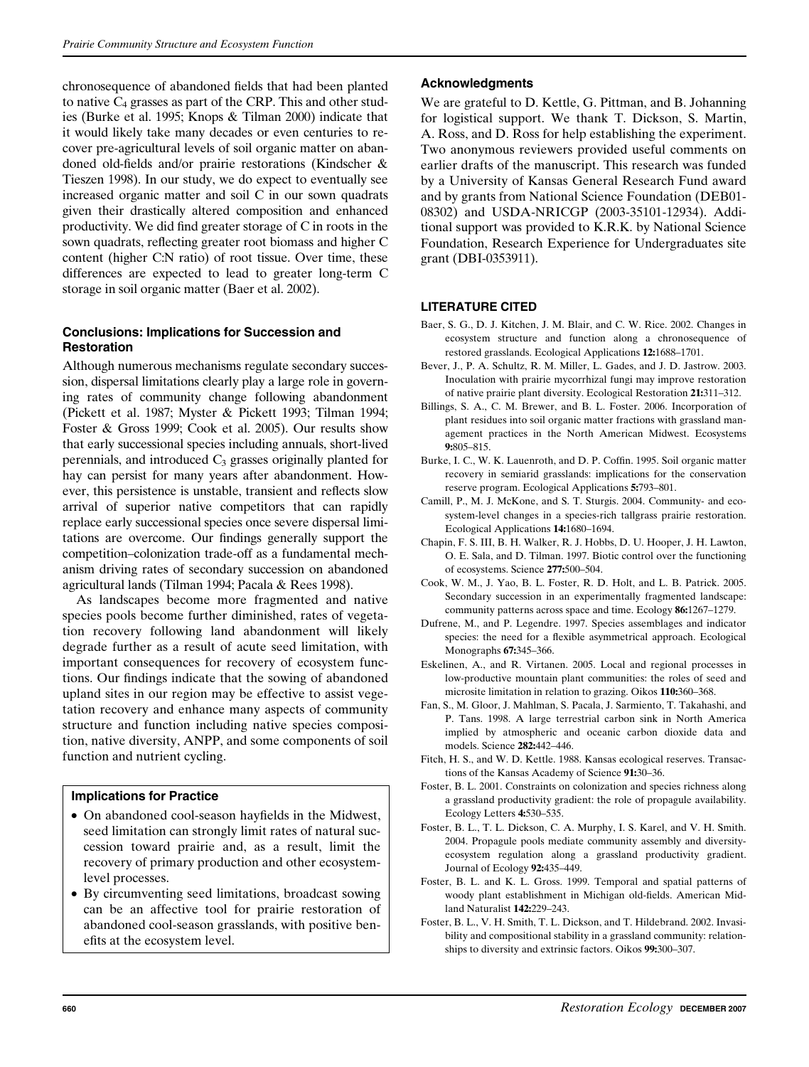chronosequence of abandoned fields that had been planted to native $C_4$ grasses as part of the CRP. This and other studies (Burke et al. 1995; Knops & Tilman 2000) indicate that it would likely take many decades or even centuries to recover pre-agricultural levels of soil organic matter on abandoned old-fields and/or prairie restorations (Kindscher & Tieszen 1998). In our study, we do expect to eventually see increased organic matter and soil C in our sown quadrats given their drastically altered composition and enhanced productivity. We did find greater storage of C in roots in the sown quadrats, reflecting greater root biomass and higher C content (higher C:N ratio) of root tissue. Over time, these differences are expected to lead to greater long-term C storage in soil organic matter (Baer et al. 2002).

### Conclusions: Implications for Succession and Restoration

Although numerous mechanisms regulate secondary succession, dispersal limitations clearly play a large role in governing rates of community change following abandonment (Pickett et al. 1987; Myster & Pickett 1993; Tilman 1994; Foster & Gross 1999; Cook et al. 2005). Our results show that early successional species including annuals, short-lived perennials, and introduced $C_3$ grasses originally planted for hay can persist for many years after abandonment. However, this persistence is unstable, transient and reflects slow arrival of superior native competitors that can rapidly replace early successional species once severe dispersal limitations are overcome. Our findings generally support the competition–colonization trade-off as a fundamental mechanism driving rates of secondary succession on abandoned agricultural lands (Tilman 1994; Pacala & Rees 1998).

As landscapes become more fragmented and native species pools become further diminished, rates of vegetation recovery following land abandonment will likely degrade further as a result of acute seed limitation, with important consequences for recovery of ecosystem functions. Our findings indicate that the sowing of abandoned upland sites in our region may be effective to assist vegetation recovery and enhance many aspects of community structure and function including native species composition, native diversity, ANPP, and some components of soil function and nutrient cycling.

### Implications for Practice

- On abandoned cool-season hayfields in the Midwest, seed limitation can strongly limit rates of natural succession toward prairie and, as a result, limit the recovery of primary production and other ecosystem-level processes.
- By circumventing seed limitations, broadcast sowing can be an affective tool for prairie restoration of abandoned cool-season grasslands, with positive benefits at the ecosystem level.

### Acknowledgments

We are grateful to D. Kettle, G. Pittman, and B. Johanning for logistical support. We thank T. Dickson, S. Martin, A. Ross, and D. Ross for help establishing the experiment. Two anonymous reviewers provided useful comments on earlier drafts of the manuscript. This research was funded by a University of Kansas General Research Fund award and by grants from National Science Foundation (DEB01-08302) and USDA-NRICGP (2003-35101-12934). Additional support was provided to K.R.K. by National Science Foundation, Research Experience for Undergraduates site grant (DBI-0353911).

### LITERATURE CITED

Baer, S. G., D. J. Kitchen, J. M. Blair, and C. W. Rice. 2002. Changes in ecosystem structure and function along a chronosequence of restored grasslands. Ecological Applications **12:**1688–1701.

Bever, J., P. A. Schultz, R. M. Miller, L. Gades, and J. D. Jastrow. 2003. Inoculation with prairie mycorrhizal fungi may improve restoration of native prairie plant diversity. Ecological Restoration **21:**311–312.

Billings, S. A., C. M. Brewer, and B. L. Foster. 2006. Incorporation of plant residues into soil organic matter fractions with grassland management practices in the North American Midwest. Ecosystems **9:**805–815.

Burke, I. C., W. K. Lauenroth, and D. P. Coffin. 1995. Soil organic matter recovery in semiarid grasslands: implications for the conservation reserve program. Ecological Applications **5:**793–801.

Camill, P., M. J. McKone, and S. T. Sturgis. 2004. Community- and ecosystem-level changes in a species-rich tallgrass prairie restoration. Ecological Applications **14:**1680–1694.

Chapin, F. S. III, B. H. Walker, R. J. Hobbs, D. U. Hooper, J. H. Lawton, O. E. Sala, and D. Tilman. 1997. Biotic control over the functioning of ecosystems. Science **277:**500–504.

Cook, W. M., J. Yao, B. L. Foster, R. D. Holt, and L. B. Patrick. 2005. Secondary succession in an experimentally fragmented landscape: community patterns across space and time. Ecology **86:**1267–1279.

Dufrene, M., and P. Legendre. 1997. Species assemblages and indicator species: the need for a flexible asymmetrical approach. Ecological Monographs **67:**345–366.

Eskelinen, A., and R. Virtanen. 2005. Local and regional processes in low-productive mountain plant communities: the roles of seed and microsite limitation in relation to grazing. Oikos **110:**360–368.

Fan, S., M. Gloor, J. Mahlman, S. Pacala, J. Sarmiento, T. Takahashi, and P. Tans. 1998. A large terrestrial carbon sink in North America implied by atmospheric and oceanic carbon dioxide data and models. Science **282:**442–446.

Fitch, H. S., and W. D. Kettle. 1988. Kansas ecological reserves. Transactions of the Kansas Academy of Science **91:**30–36.

Foster, B. L. 2001. Constraints on colonization and species richness along a grassland productivity gradient: the role of propagule availability. Ecology Letters **4:**530–535.

Foster, B. L., T. L. Dickson, C. A. Murphy, I. S. Karel, and V. H. Smith. 2004. Propagule pools mediate community assembly and diversity-ecosystem regulation along a grassland productivity gradient. Journal of Ecology **92:**435–449.

Foster, B. L. and K. L. Gross. 1999. Temporal and spatial patterns of woody plant establishment in Michigan old-fields. American Midland Naturalist **142:**229–243.

Foster, B. L., V. H. Smith, T. L. Dickson, and T. Hildebrand. 2002. Invasibility and compositional stability in a grassland community: relationships to diversity and extrinsic factors. Oikos **99:**300–307.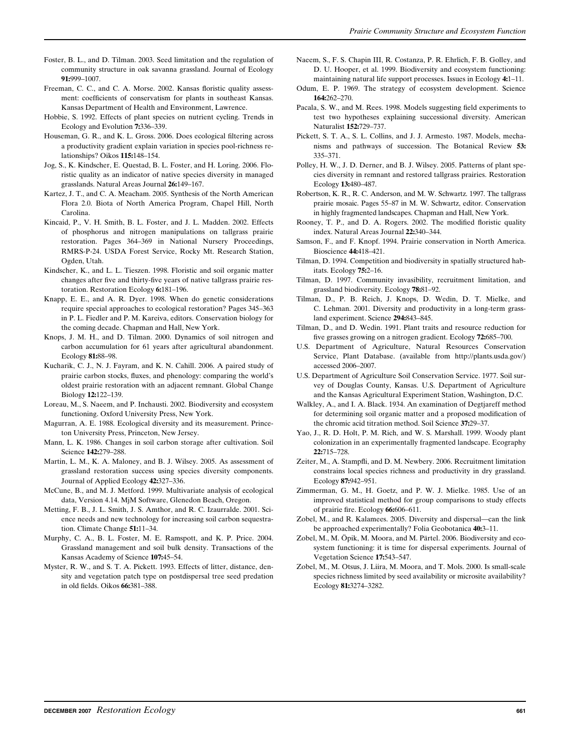Foster, B. L., and D. Tilman. 2003. Seed limitation and the regulation of community structure in oak savanna grassland. Journal of Ecology **91:**999–1007.

Freeman, C. C., and C. A. Morse. 2002. Kansas floristic quality assessment: coefficients of conservatism for plants in southeast Kansas. Kansas Department of Health and Environment, Lawrence.

Hobbie, S. 1992. Effects of plant species on nutrient cycling. Trends in Ecology and Evolution **7:**336–339.

Houseman, G. R., and K. L. Gross. 2006. Does ecological filtering across a productivity gradient explain variation in species pool-richness relationships? Oikos **115:**148–154.

Jog, S., K. Kindscher, E. Questad, B. L. Foster, and H. Loring. 2006. Floristic quality as an indicator of native species diversity in managed grasslands. Natural Areas Journal **26:**149–167.

Kartez, J. T., and C. A. Meacham. 2005. Synthesis of the North American Flora 2.0. Biota of North America Program, Chapel Hill, North Carolina.

Kincaid, P., V. H. Smith, B. L. Foster, and J. L. Madden. 2002. Effects of phosphorus and nitrogen manipulations on tallgrass prairie restoration. Pages 364–369 in National Nursery Proceedings, RMRS-P-24. USDA Forest Service, Rocky Mt. Research Station, Ogden, Utah.

Kindscher, K., and L. L. Tieszen. 1998. Floristic and soil organic matter changes after five and thirty-five years of native tallgrass prairie restoration. Restoration Ecology **6:**181–196.

Knapp, E. E., and A. R. Dyer. 1998. When do genetic considerations require special approaches to ecological restoration? Pages 345–363 in P. L. Fiedler and P. M. Kareiva, editors. Conservation biology for the coming decade. Chapman and Hall, New York.

Knops, J. M. H., and D. Tilman. 2000. Dynamics of soil nitrogen and carbon accumulation for 61 years after agricultural abandonment. Ecology **81:**88–98.

Kucharik, C. J., N. J. Fayram, and K. N. Cahill. 2006. A paired study of prairie carbon stocks, fluxes, and phenology: comparing the world's oldest prairie restoration with an adjacent remnant. Global Change Biology **12:**122–139.

Loreau, M., S. Naeem, and P. Inchausti. 2002. Biodiversity and ecosystem functioning. Oxford University Press, New York.

Magurran, A. E. 1988. Ecological diversity and its measurement. Princeton University Press, Princeton, New Jersey.

Mann, L. K. 1986. Changes in soil carbon storage after cultivation. Soil Science **142:**279–288.

Martin, L. M., K. A. Maloney, and B. J. Wilsey. 2005. As assessment of grassland restoration success using species diversity components. Journal of Applied Ecology **42:**327–336.

McCune, B., and M. J. Metford. 1999. Multivariate analysis of ecological data, Version 4.14. MjM Software, Glenedon Beach, Oregon.

Metting, F. B., J. L. Smith, J. S. Amthor, and R. C. Izaurralde. 2001. Science needs and new technology for increasing soil carbon sequestration. Climate Change **51:**11–34.

Murphy, C. A., B. L. Foster, M. E. Ramspott, and K. P. Price. 2004. Grassland management and soil bulk density. Transactions of the Kansas Academy of Science **107:**45–54.

Myster, R. W., and S. T. A. Pickett. 1993. Effects of litter, distance, density and vegetation patch type on postdispersal tree seed predation in old fields. Oikos **66:**381–388.

Naeem, S., F. S. Chapin III, R. Costanza, P. R. Ehrlich, F. B. Golley, and D. U. Hooper, et al. 1999. Biodiversity and ecosystem functioning: maintaining natural life support processes. Issues in Ecology **4:**1–11.

Odum, E. P. 1969. The strategy of ecosystem development. Science **164:**262–270.

Pacala, S. W., and M. Rees. 1998. Models suggesting field experiments to test two hypotheses explaining successional diversity. American Naturalist **152:**729–737.

Pickett, S. T. A., S. L. Collins, and J. J. Armesto. 1987. Models, mechanisms and pathways of succession. The Botanical Review **53:** 335–371.

Polley, H. W., J. D. Derner, and B. J. Wilsey. 2005. Patterns of plant species diversity in remnant and restored tallgrass prairies. Restoration Ecology **13:**480–487.

Robertson, K. R., R. C. Anderson, and M. W. Schwartz. 1997. The tallgrass prairie mosaic. Pages 55–87 in M. W. Schwartz, editor. Conservation in highly fragmented landscapes. Chapman and Hall, New York.

Rooney, T. P., and D. A. Rogers. 2002. The modified floristic quality index. Natural Areas Journal **22:**340–344.

Samson, F., and F. Knopf. 1994. Prairie conservation in North America. Bioscience **44:**418–421.

Tilman, D. 1994. Competition and biodiversity in spatially structured habitats. Ecology **75:**2–16.

Tilman, D. 1997. Community invasibility, recruitment limitation, and grassland biodiversity. Ecology **78:**81–92.

Tilman, D., P. B. Reich, J. Knops, D. Wedin, D. T. Mielke, and C. Lehman. 2001. Diversity and productivity in a long-term grassland experiment. Science **294:**843–845.

Tilman, D., and D. Wedin. 1991. Plant traits and resource reduction for five grasses growing on a nitrogen gradient. Ecology **72:**685–700.

U.S. Department of Agriculture, Natural Resources Conservation Service, Plant Database. (available from http://plants.usda.gov/) accessed 2006–2007.

U.S. Department of Agriculture Soil Conservation Service. 1977. Soil survey of Douglas County, Kansas. U.S. Department of Agriculture and the Kansas Agricultural Experiment Station, Washington, D.C.

Walkley, A., and I. A. Black. 1934. An examination of Degtjareff method for determining soil organic matter and a proposed modification of the chromic acid titration method. Soil Science **37:**29–37.

Yao, J., R. D. Holt, P. M. Rich, and W. S. Marshall. 1999. Woody plant colonization in an experimentally fragmented landscape. Ecography **22:**715–728.

Zeiter, M., A. Stampfli, and D. M. Newbery. 2006. Recruitment limitation constrains local species richness and productivity in dry grassland. Ecology **87:**942–951.

Zimmerman, G. M., H. Goetz, and P. W. J. Mielke. 1985. Use of an improved statistical method for group comparisons to study effects of prairie fire. Ecology **66:**606–611.

Zobel, M., and R. Kalamees. 2005. Diversity and dispersal—can the link be approached experimentally? Folia Geobotanica **40:**3–11.

Zobel, M., M. Öpik, M. Moora, and M. Pärtel. 2006. Biodiversity and ecosystem functioning: it is time for dispersal experiments. Journal of Vegetation Science **17:**543–547.

Zobel, M., M. Otsus, J. Liira, M. Moora, and T. Mols. 2000. Is small-scale species richness limited by seed availability or microsite availability? Ecology **81:**3274–3282.